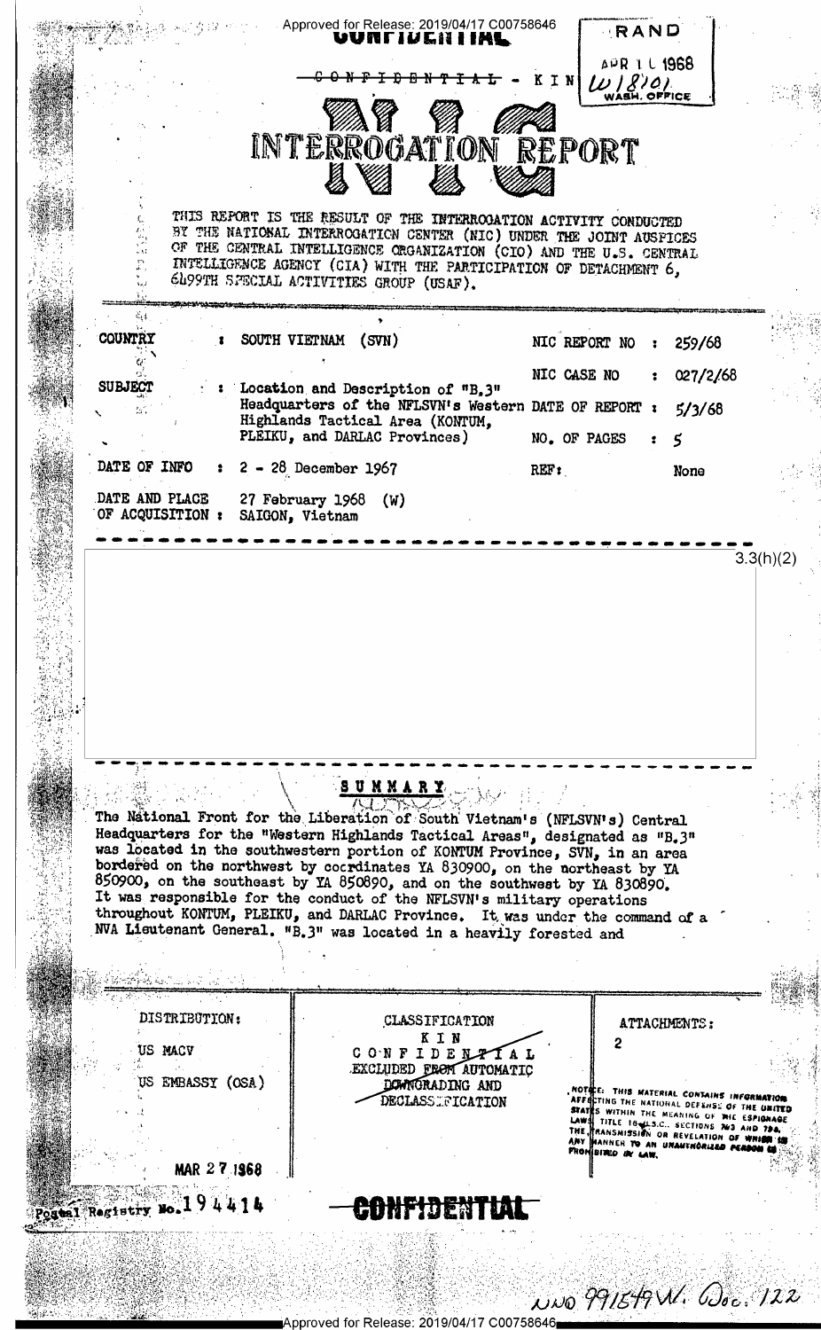CONFIDENTIAL

~~CONFIDENTIAL~~ - KIN

RAND
APR 11 1968
W18101
WASH. OFFICE

# NIC INTERROGATION REPORT

THIS REPORT IS THE RESULT OF THE INTERROGATION ACTIVITY CONDUCTED BY THE NATIONAL INTERROGATION CENTER (NIC) UNDER THE JOINT AUSPICES OF THE CENTRAL INTELLIGENCE ORGANIZATION (CIO) AND THE U.S. CENTRAL INTELLIGENCE AGENCY (CIA) WITH THE PARTICIPATION OF DETACHMENT 6, 6499TH SPECIAL ACTIVITIES GROUP (USAF).

| | | | | |
|---|---|---|---|---|
| COUNTRY | : SOUTH VIETNAM (SVN) | NIC REPORT NO | : | 259/68 |
| | | NIC CASE NO | : | 027/2/68 |
| SUBJECT | : Location and Description of "B.3" Headquarters of the NFLSVN's Western Highlands Tactical Area (KONTUM, PLEIKU, and DARLAC Provinces) | DATE OF REPORT | : | 5/3/68 |
| | | NO. OF PAGES | : | 5 |
| DATE OF INFO | : 2 - 28 December 1967 | REF: | | None |
| DATE AND PLACE OF ACQUISITION | : 27 February 1968 (W) SAIGON, Vietnam | | | |

3.3(h)(2)

## SUMMARY

The National Front for the Liberation of South Vietnam's (NFLSVN's) Central Headquarters for the "Western Highlands Tactical Areas", designated as "B.3" was located in the southwestern portion of KONTUM Province, SVN, in an area bordered on the northwest by coordinates YA 830900, on the northeast by YA 850900, on the southeast by YA 850890, and on the southwest by YA 830890. It was responsible for the conduct of the NFLSVN's military operations throughout KONTUM, PLEIKU, and DARLAC Province. It was under the command of a NVA Lieutenant General. "B.3" was located in a heavily forested and

| DISTRIBUTION: | CLASSIFICATION | ATTACHMENTS: |
|---|---|---|
| US MACV | KIN | 2 |
| US EMBASSY (OSA) | CONFIDENTIAL EXCLUDED FROM AUTOMATIC DOWNGRADING AND DECLASSIFICATION | NOTICE: THIS MATERIAL CONTAINS INFORMATION AFFECTING THE NATIONAL DEFENSE OF THE UNITED STATES WITHIN THE MEANING OF THE ESPIONAGE LAWS, TITLE 18 U.S.C., SECTIONS 793 AND 794, THE TRANSMISSION OR REVELATION OF WHICH IN ANY MANNER TO AN UNAUTHORIZED PERSON IS PROHIBITED BY LAW. |
| MAR 27 1968 | | |

Postal Registry No. 194414

CONFIDENTIAL

NND 991549 W. Doc. 122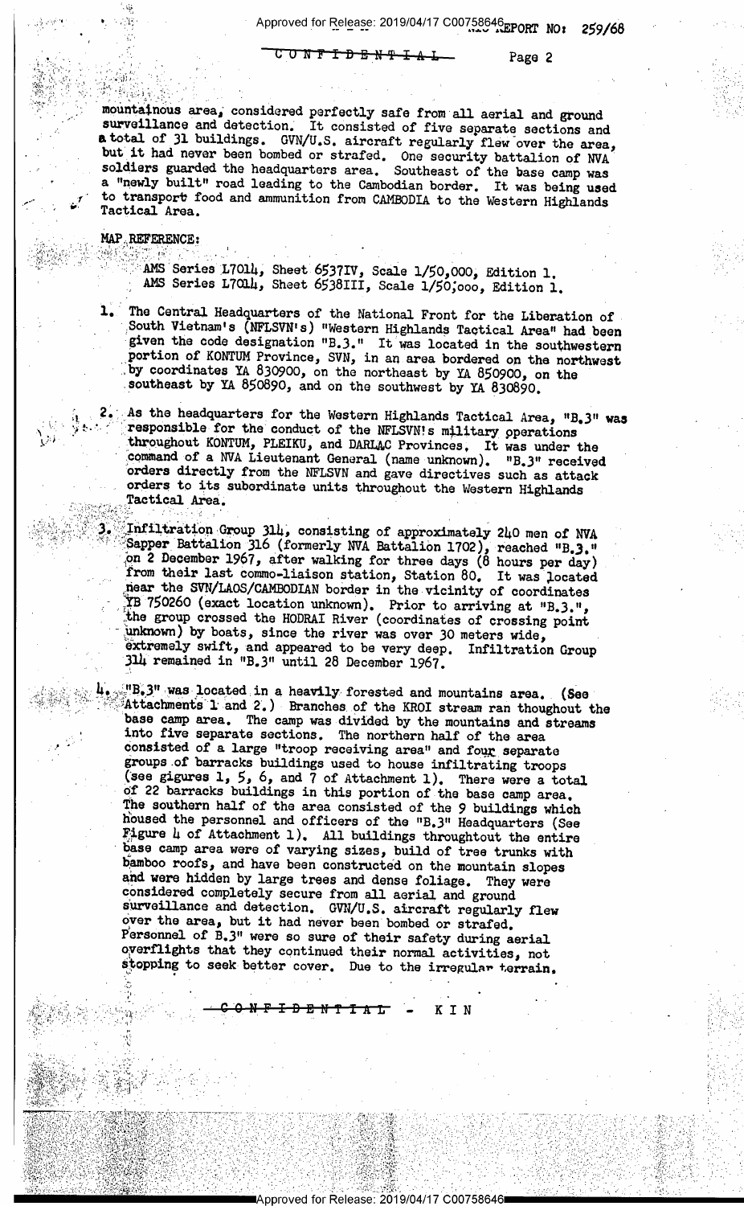mountainous area, considered perfectly safe from all aerial and ground surveillance and detection. It consisted of five separate sections and a total of 31 buildings. GVN/U.S. aircraft regularly flew over the area, but it had never been bombed or strafed. One security battalion of NVA soldiers guarded the headquarters area. Southeast of the base camp was a "newly built" road leading to the Cambodian border. It was being used to transport food and ammunition from CAMBODIA to the Western Highlands Tactical Area.

MAP REFERENCE:

AMS Series L7014, Sheet 6537IV, Scale 1/50,000, Edition 1.
AMS Series L7014, Sheet 6538III, Scale 1/50,000, Edition 1.

1. The Central Headquarters of the National Front for the Liberation of South Vietnam's (NFLSVN's) "Western Highlands Tactical Area" had been given the code designation "B.3." It was located in the southwestern portion of KONTUM Province, SVN, in an area bordered on the northwest by coordinates YA 830900, on the northeast by YA 850900, on the southeast by YA 850890, and on the southwest by YA 830890.

2. As the headquarters for the Western Highlands Tactical Area, "B.3" was responsible for the conduct of the NFLSVN's military operations throughout KONTUM, PLEIKU, and DARLAC Provinces. It was under the command of a NVA Lieutenant General (name unknown). "B.3" received orders directly from the NFLSVN and gave directives such as attack orders to its subordinate units throughout the Western Highlands Tactical Area.

3. Infiltration Group 314, consisting of approximately 240 men of NVA Sapper Battalion 316 (formerly NVA Battalion 1702), reached "B.3." on 2 December 1967, after walking for three days (8 hours per day) from their last commo-liaison station, Station 80. It was located near the SVN/LAOS/CAMBODIAN border in the vicinity of coordinates YB 750260 (exact location unknown). Prior to arriving at "B.3.", the group crossed the HODRAI River (coordinates of crossing point unknown) by boats, since the river was over 30 meters wide, extremely swift, and appeared to be very deep. Infiltration Group 314 remained in "B.3" until 28 December 1967.

4. "B.3" was located in a heavily forested and mountains area. (See Attachments 1 and 2.) Branches of the KROI stream ran thoughout the base camp area. The camp was divided by the mountains and streams into five separate sections. The northern half of the area consisted of a large "troop receiving area" and four separate groups of barracks buildings used to house infiltrating troops (see gigures 1, 5, 6, and 7 of Attachment 1). There were a total of 22 barracks buildings in this portion of the base camp area. The southern half of the area consisted of the 9 buildings which housed the personnel and officers of the "B.3" Headquarters (See Figure 4 of Attachment 1). All buildings throughout the entire base camp area were of varying sizes, build of tree trunks with bamboo roofs, and have been constructed on the mountain slopes and were hidden by large trees and dense foliage. They were considered completely secure from all aerial and ground surveillance and detection. GVN/U.S. aircraft regularly flew over the area, but it had never been bombed or strafed. Personnel of B.3" were so sure of their safety during aerial overflights that they continued their normal activities, not stopping to seek better cover. Due to the irregular terrain,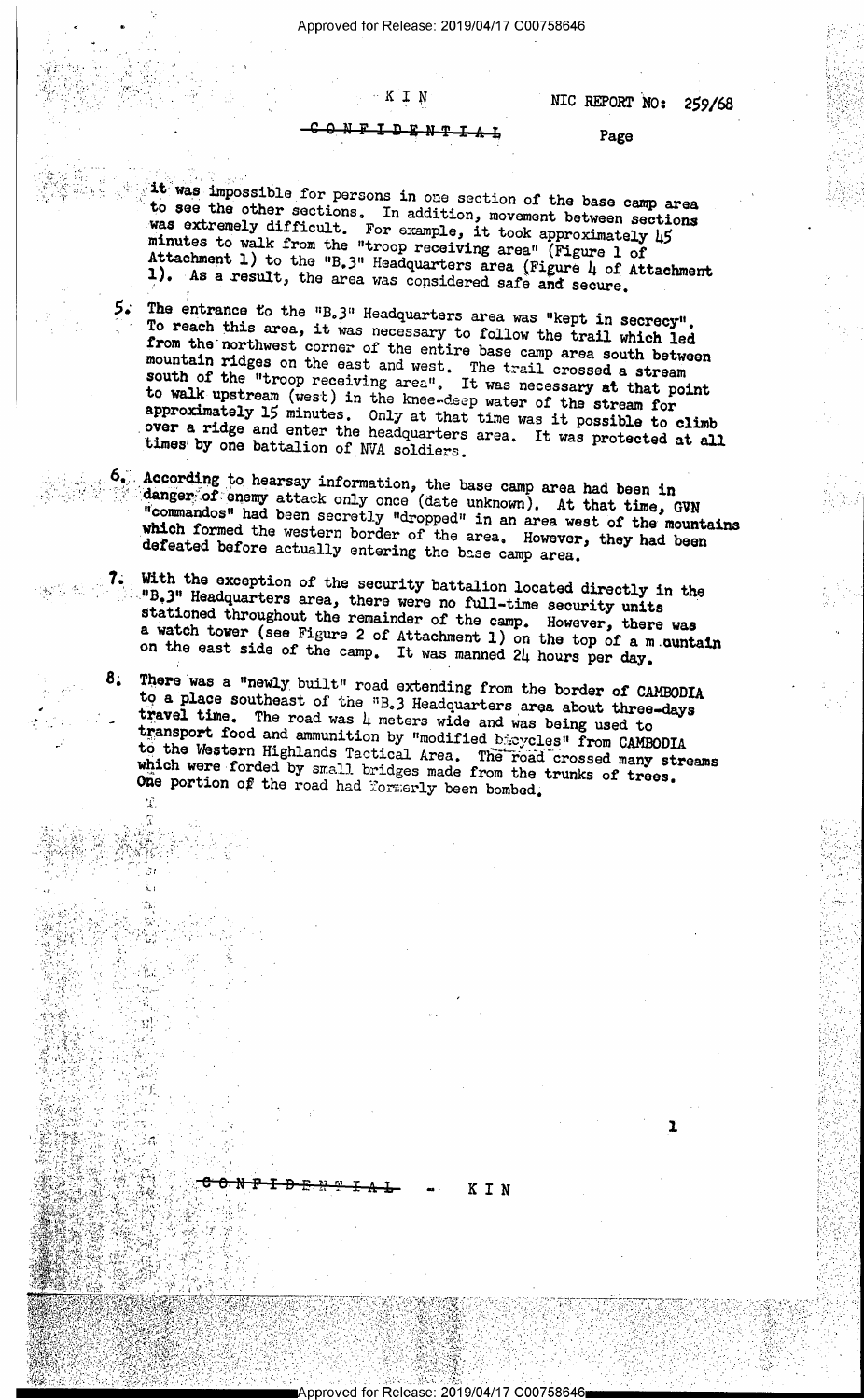it was impossible for persons in one section of the base camp area to see the other sections. In addition, movement between sections was extremely difficult. For example, it took approximately 45 minutes to walk from the "troop receiving area" (Figure 1 of Attachment 1) to the "B.3" Headquarters area (Figure 4 of Attachment 1). As a result, the area was considered safe and secure.

5. The entrance to the "B.3" Headquarters area was "kept in secrecy". To reach this area, it was necessary to follow the trail which led from the northwest corner of the entire base camp area south between mountain ridges on the east and west. The trail crossed a stream south of the "troop receiving area". It was necessary at that point to walk upstream (west) in the knee-deep water of the stream for approximately 15 minutes. Only at that time was it possible to climb over a ridge and enter the headquarters area. It was protected at all times by one battalion of NVA soldiers.

6. According to hearsay information, the base camp area had been in danger of enemy attack only once (date unknown). At that time, GVN "commandos" had been secretly "dropped" in an area west of the mountains which formed the western border of the area. However, they had been defeated before actually entering the base camp area.

7. With the exception of the security battalion located directly in the "B.3" Headquarters area, there were no full-time security units stationed throughout the remainder of the camp. However, there was a watch tower (see Figure 2 of Attachment 1) on the top of a mountain on the east side of the camp. It was manned 24 hours per day.

8. There was a "newly built" road extending from the border of CAMBODIA to a place southeast of the "B.3 Headquarters area about three-days travel time. The road was 4 meters wide and was being used to transport food and ammunition by "modified bicycles" from CAMBODIA to the Western Highlands Tactical Area. The road crossed many streams which were forded by small bridges made from the trunks of trees. One portion of the road had formerly been bombed.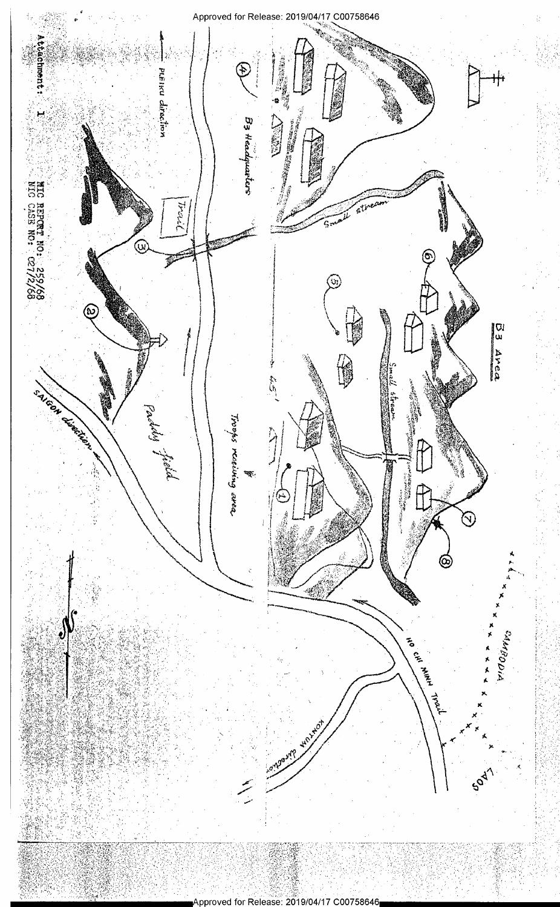Attachment: 1

NIC REPORT NO: 259/68
NIC CASE NO: C27/2/68

B3 Area

B3 Headquarters

PLEIKU direction

SAIGON direction

KONTUM direction

HO CHI MINH Trail

CAMBODIA

LAOS

Small stream

Small stream

Troops receiving area

Paddy field

Trail

N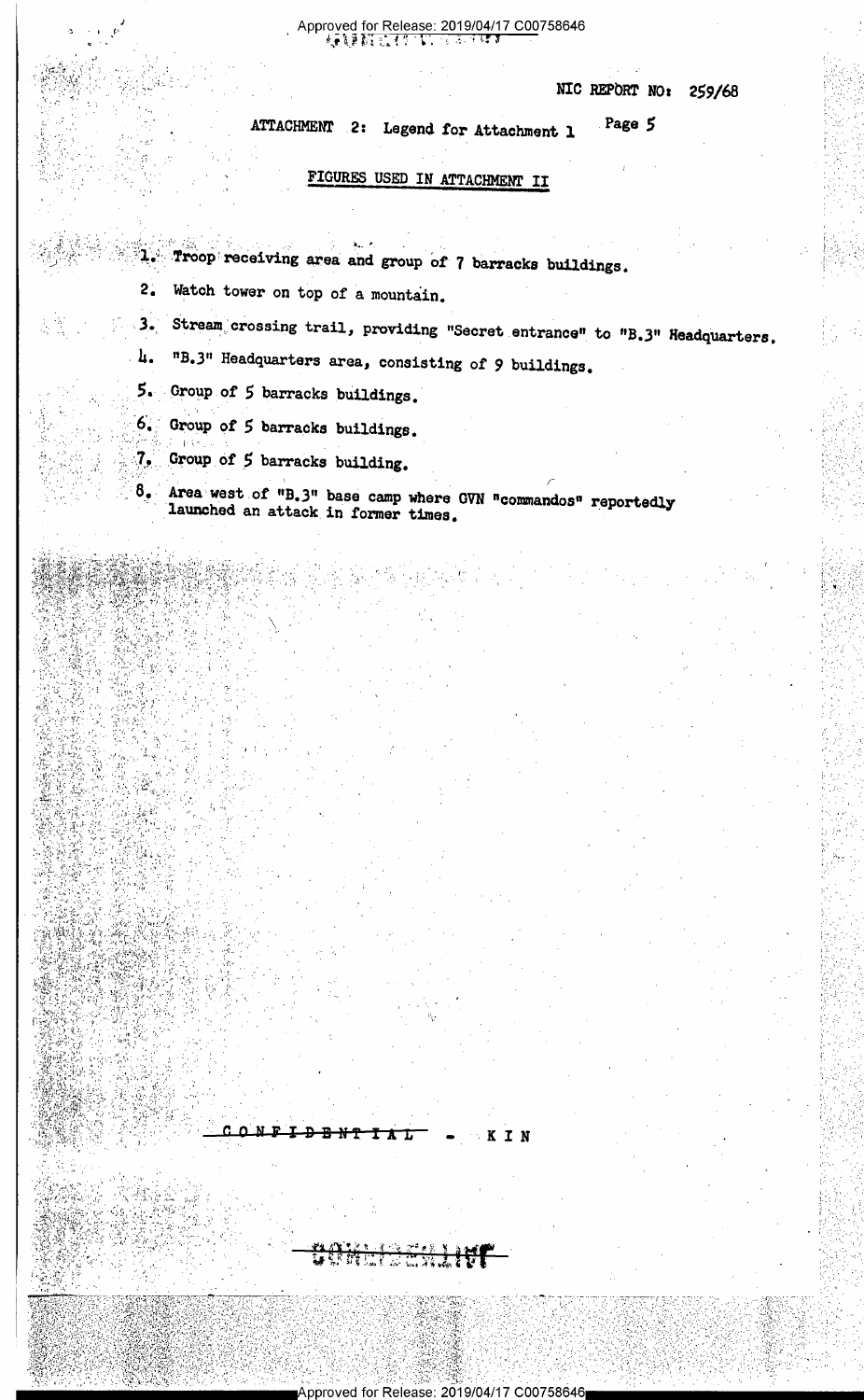NIC REPORT NO: 259/68

ATTACHMENT 2: Legend for Attachment 1 Page 5

## FIGURES USED IN ATTACHMENT II

1. Troop receiving area and group of 7 barracks buildings.
2. Watch tower on top of a mountain.
3. Stream crossing trail, providing "Secret entrance" to "B.3" Headquarters.
4. "B.3" Headquarters area, consisting of 9 buildings.
5. Group of 5 barracks buildings.
6. Group of 5 barracks buildings.
7. Group of 5 barracks building.
8. Area west of "B.3" base camp where GVN "commandos" reportedly launched an attack in former times.

~~CONFIDENTIAL~~ - KIN